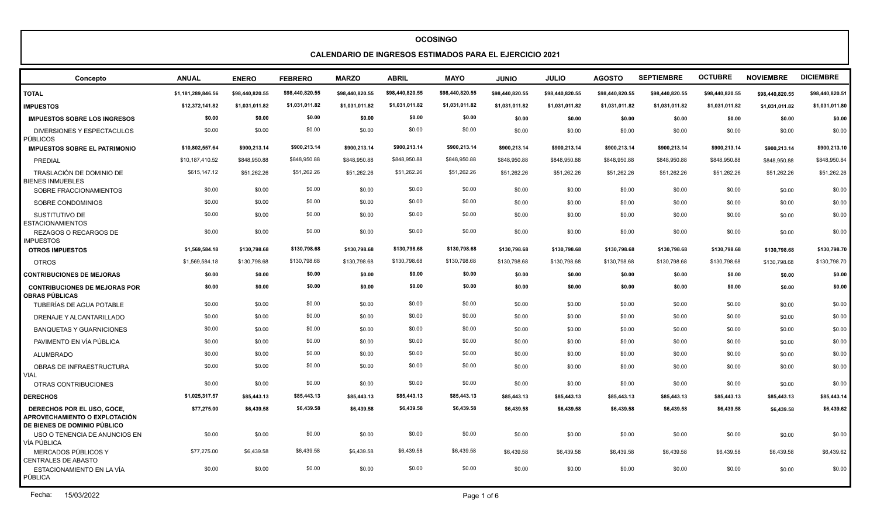# OCOSINGO

## CALENDARIO DE INGRESOS ESTIMADOS PARA EL EJERCICIO 2021

| Concepto | ANUAL | ENERO | FEBRERO | MARZO | ABRIL | MAYO | JUNIO | JULIO | AGOSTO | SEPTIEMBRE | OCTUBRE | NOVIEMBRE | DICIEMBRE |
|---|---|---|---|---|---|---|---|---|---|---|---|---|---|
| **TOTAL** | **$1,181,289,846.56** | **$98,440,820.55** | **$98,440,820.55** | **$98,440,820.55** | **$98,440,820.55** | **$98,440,820.55** | **$98,440,820.55** | **$98,440,820.55** | **$98,440,820.55** | **$98,440,820.55** | **$98,440,820.55** | **$98,440,820.55** | **$98,440,820.51** |
| **IMPUESTOS** | **$12,372,141.82** | **$1,031,011.82** | **$1,031,011.82** | **$1,031,011.82** | **$1,031,011.82** | **$1,031,011.82** | **$1,031,011.82** | **$1,031,011.82** | **$1,031,011.82** | **$1,031,011.82** | **$1,031,011.82** | **$1,031,011.82** | **$1,031,011.80** |
| **IMPUESTOS SOBRE LOS INGRESOS** | **$0.00** | **$0.00** | **$0.00** | **$0.00** | **$0.00** | **$0.00** | **$0.00** | **$0.00** | **$0.00** | **$0.00** | **$0.00** | **$0.00** | **$0.00** |
| DIVERSIONES Y ESPECTACULOS PÚBLICOS | $0.00 | $0.00 | $0.00 | $0.00 | $0.00 | $0.00 | $0.00 | $0.00 | $0.00 | $0.00 | $0.00 | $0.00 | $0.00 |
| **IMPUESTOS SOBRE EL PATRIMONIO** | **$10,802,557.64** | **$900,213.14** | **$900,213.14** | **$900,213.14** | **$900,213.14** | **$900,213.14** | **$900,213.14** | **$900,213.14** | **$900,213.14** | **$900,213.14** | **$900,213.14** | **$900,213.14** | **$900,213.10** |
| PREDIAL | $10,187,410.52 | $848,950.88 | $848,950.88 | $848,950.88 | $848,950.88 | $848,950.88 | $848,950.88 | $848,950.88 | $848,950.88 | $848,950.88 | $848,950.88 | $848,950.88 | $848,950.84 |
| TRASLACIÓN DE DOMINIO DE BIENES INMUEBLES | $615,147.12 | $51,262.26 | $51,262.26 | $51,262.26 | $51,262.26 | $51,262.26 | $51,262.26 | $51,262.26 | $51,262.26 | $51,262.26 | $51,262.26 | $51,262.26 | $51,262.26 |
| SOBRE FRACCIONAMIENTOS | $0.00 | $0.00 | $0.00 | $0.00 | $0.00 | $0.00 | $0.00 | $0.00 | $0.00 | $0.00 | $0.00 | $0.00 | $0.00 |
| SOBRE CONDOMINIOS | $0.00 | $0.00 | $0.00 | $0.00 | $0.00 | $0.00 | $0.00 | $0.00 | $0.00 | $0.00 | $0.00 | $0.00 | $0.00 |
| SUSTITUTIVO DE ESTACIONAMIENTOS | $0.00 | $0.00 | $0.00 | $0.00 | $0.00 | $0.00 | $0.00 | $0.00 | $0.00 | $0.00 | $0.00 | $0.00 | $0.00 |
| REZAGOS O RECARGOS DE IMPUESTOS | $0.00 | $0.00 | $0.00 | $0.00 | $0.00 | $0.00 | $0.00 | $0.00 | $0.00 | $0.00 | $0.00 | $0.00 | $0.00 |
| **OTROS IMPUESTOS** | **$1,569,584.18** | **$130,798.68** | **$130,798.68** | **$130,798.68** | **$130,798.68** | **$130,798.68** | **$130,798.68** | **$130,798.68** | **$130,798.68** | **$130,798.68** | **$130,798.68** | **$130,798.68** | **$130,798.70** |
| OTROS | $1,569,584.18 | $130,798.68 | $130,798.68 | $130,798.68 | $130,798.68 | $130,798.68 | $130,798.68 | $130,798.68 | $130,798.68 | $130,798.68 | $130,798.68 | $130,798.68 | $130,798.70 |
| **CONTRIBUCIONES DE MEJORAS** | **$0.00** | **$0.00** | **$0.00** | **$0.00** | **$0.00** | **$0.00** | **$0.00** | **$0.00** | **$0.00** | **$0.00** | **$0.00** | **$0.00** | **$0.00** |
| **CONTRIBUCIONES DE MEJORAS POR OBRAS PÚBLICAS** | **$0.00** | **$0.00** | **$0.00** | **$0.00** | **$0.00** | **$0.00** | **$0.00** | **$0.00** | **$0.00** | **$0.00** | **$0.00** | **$0.00** | **$0.00** |
| TUBERÍAS DE AGUA POTABLE | $0.00 | $0.00 | $0.00 | $0.00 | $0.00 | $0.00 | $0.00 | $0.00 | $0.00 | $0.00 | $0.00 | $0.00 | $0.00 |
| DRENAJE Y ALCANTARILLADO | $0.00 | $0.00 | $0.00 | $0.00 | $0.00 | $0.00 | $0.00 | $0.00 | $0.00 | $0.00 | $0.00 | $0.00 | $0.00 |
| BANQUETAS Y GUARNICIONES | $0.00 | $0.00 | $0.00 | $0.00 | $0.00 | $0.00 | $0.00 | $0.00 | $0.00 | $0.00 | $0.00 | $0.00 | $0.00 |
| PAVIMENTO EN VÍA PÚBLICA | $0.00 | $0.00 | $0.00 | $0.00 | $0.00 | $0.00 | $0.00 | $0.00 | $0.00 | $0.00 | $0.00 | $0.00 | $0.00 |
| ALUMBRADO | $0.00 | $0.00 | $0.00 | $0.00 | $0.00 | $0.00 | $0.00 | $0.00 | $0.00 | $0.00 | $0.00 | $0.00 | $0.00 |
| OBRAS DE INFRAESTRUCTURA VIAL | $0.00 | $0.00 | $0.00 | $0.00 | $0.00 | $0.00 | $0.00 | $0.00 | $0.00 | $0.00 | $0.00 | $0.00 | $0.00 |
| OTRAS CONTRIBUCIONES | $0.00 | $0.00 | $0.00 | $0.00 | $0.00 | $0.00 | $0.00 | $0.00 | $0.00 | $0.00 | $0.00 | $0.00 | $0.00 |
| **DERECHOS** | **$1,025,317.57** | **$85,443.13** | **$85,443.13** | **$85,443.13** | **$85,443.13** | **$85,443.13** | **$85,443.13** | **$85,443.13** | **$85,443.13** | **$85,443.13** | **$85,443.13** | **$85,443.13** | **$85,443.14** |
| **DERECHOS POR EL USO, GOCE, APROVECHAMIENTO O EXPLOTACIÓN DE BIENES DE DOMINIO PÚBLICO** | **$77,275.00** | **$6,439.58** | **$6,439.58** | **$6,439.58** | **$6,439.58** | **$6,439.58** | **$6,439.58** | **$6,439.58** | **$6,439.58** | **$6,439.58** | **$6,439.58** | **$6,439.58** | **$6,439.62** |
| USO O TENENCIA DE ANUNCIOS EN VÍA PÚBLICA | $0.00 | $0.00 | $0.00 | $0.00 | $0.00 | $0.00 | $0.00 | $0.00 | $0.00 | $0.00 | $0.00 | $0.00 | $0.00 |
| MERCADOS PÚBLICOS Y CENTRALES DE ABASTO | $77,275.00 | $6,439.58 | $6,439.58 | $6,439.58 | $6,439.58 | $6,439.58 | $6,439.58 | $6,439.58 | $6,439.58 | $6,439.58 | $6,439.58 | $6,439.58 | $6,439.62 |
| ESTACIONAMIENTO EN LA VÍA PÚBLICA | $0.00 | $0.00 | $0.00 | $0.00 | $0.00 | $0.00 | $0.00 | $0.00 | $0.00 | $0.00 | $0.00 | $0.00 | $0.00 |

Fecha: 15/03/2022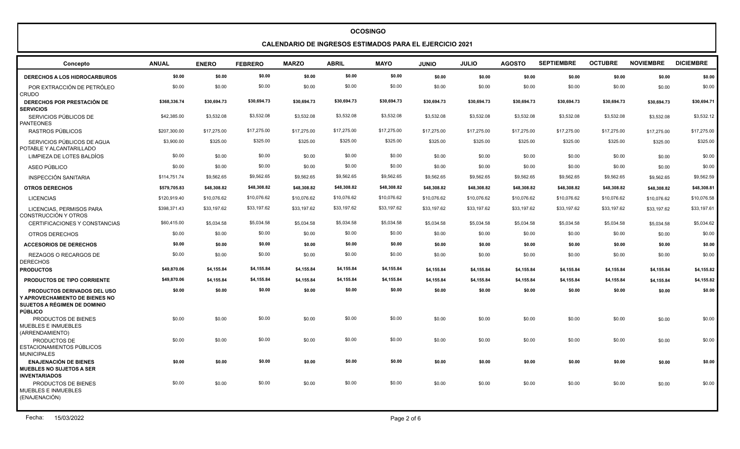# OCOSINGO

## CALENDARIO DE INGRESOS ESTIMADOS PARA EL EJERCICIO 2021

| Concepto | ANUAL | ENERO | FEBRERO | MARZO | ABRIL | MAYO | JUNIO | JULIO | AGOSTO | SEPTIEMBRE | OCTUBRE | NOVIEMBRE | DICIEMBRE |
|---|---|---|---|---|---|---|---|---|---|---|---|---|---|
| **DERECHOS A LOS HIDROCARBUROS** | **$0.00** | **$0.00** | **$0.00** | **$0.00** | **$0.00** | **$0.00** | **$0.00** | **$0.00** | **$0.00** | **$0.00** | **$0.00** | **$0.00** | **$0.00** |
| POR EXTRACCIÓN DE PETRÓLEO CRUDO | $0.00 | $0.00 | $0.00 | $0.00 | $0.00 | $0.00 | $0.00 | $0.00 | $0.00 | $0.00 | $0.00 | $0.00 | $0.00 |
| **DERECHOS POR PRESTACIÓN DE SERVICIOS** | **$368,336.74** | **$30,694.73** | **$30,694.73** | **$30,694.73** | **$30,694.73** | **$30,694.73** | **$30,694.73** | **$30,694.73** | **$30,694.73** | **$30,694.73** | **$30,694.73** | **$30,694.73** | **$30,694.71** |
| SERVICIOS PÚBLICOS DE PANTEONES | $42,385.00 | $3,532.08 | $3,532.08 | $3,532.08 | $3,532.08 | $3,532.08 | $3,532.08 | $3,532.08 | $3,532.08 | $3,532.08 | $3,532.08 | $3,532.08 | $3,532.12 |
| RASTROS PÚBLICOS | $207,300.00 | $17,275.00 | $17,275.00 | $17,275.00 | $17,275.00 | $17,275.00 | $17,275.00 | $17,275.00 | $17,275.00 | $17,275.00 | $17,275.00 | $17,275.00 | $17,275.00 |
| SERVICIOS PÚBLICOS DE AGUA POTABLE Y ALCANTARILLADO | $3,900.00 | $325.00 | $325.00 | $325.00 | $325.00 | $325.00 | $325.00 | $325.00 | $325.00 | $325.00 | $325.00 | $325.00 | $325.00 |
| LIMPIEZA DE LOTES BALDÍOS | $0.00 | $0.00 | $0.00 | $0.00 | $0.00 | $0.00 | $0.00 | $0.00 | $0.00 | $0.00 | $0.00 | $0.00 | $0.00 |
| ASEO PÚBLICO | $0.00 | $0.00 | $0.00 | $0.00 | $0.00 | $0.00 | $0.00 | $0.00 | $0.00 | $0.00 | $0.00 | $0.00 | $0.00 |
| INSPECCIÓN SANITARIA | $114,751.74 | $9,562.65 | $9,562.65 | $9,562.65 | $9,562.65 | $9,562.65 | $9,562.65 | $9,562.65 | $9,562.65 | $9,562.65 | $9,562.65 | $9,562.65 | $9,562.59 |
| **OTROS DERECHOS** | **$579,705.83** | **$48,308.82** | **$48,308.82** | **$48,308.82** | **$48,308.82** | **$48,308.82** | **$48,308.82** | **$48,308.82** | **$48,308.82** | **$48,308.82** | **$48,308.82** | **$48,308.82** | **$48,308.81** |
| LICENCIAS | $120,919.40 | $10,076.62 | $10,076.62 | $10,076.62 | $10,076.62 | $10,076.62 | $10,076.62 | $10,076.62 | $10,076.62 | $10,076.62 | $10,076.62 | $10,076.62 | $10,076.58 |
| LICENCIAS, PERMISOS PARA CONSTRUCCIÓN Y OTROS | $398,371.43 | $33,197.62 | $33,197.62 | $33,197.62 | $33,197.62 | $33,197.62 | $33,197.62 | $33,197.62 | $33,197.62 | $33,197.62 | $33,197.62 | $33,197.62 | $33,197.61 |
| CERTIFICACIONES Y CONSTANCIAS | $60,415.00 | $5,034.58 | $5,034.58 | $5,034.58 | $5,034.58 | $5,034.58 | $5,034.58 | $5,034.58 | $5,034.58 | $5,034.58 | $5,034.58 | $5,034.58 | $5,034.62 |
| OTROS DERECHOS | $0.00 | $0.00 | $0.00 | $0.00 | $0.00 | $0.00 | $0.00 | $0.00 | $0.00 | $0.00 | $0.00 | $0.00 | $0.00 |
| **ACCESORIOS DE DERECHOS** | **$0.00** | **$0.00** | **$0.00** | **$0.00** | **$0.00** | **$0.00** | **$0.00** | **$0.00** | **$0.00** | **$0.00** | **$0.00** | **$0.00** | **$0.00** |
| REZAGOS O RECARGOS DE DERECHOS | $0.00 | $0.00 | $0.00 | $0.00 | $0.00 | $0.00 | $0.00 | $0.00 | $0.00 | $0.00 | $0.00 | $0.00 | $0.00 |
| **PRODUCTOS** | **$49,870.06** | **$4,155.84** | **$4,155.84** | **$4,155.84** | **$4,155.84** | **$4,155.84** | **$4,155.84** | **$4,155.84** | **$4,155.84** | **$4,155.84** | **$4,155.84** | **$4,155.84** | **$4,155.82** |
| **PRODUCTOS DE TIPO CORRIENTE** | **$49,870.06** | **$4,155.84** | **$4,155.84** | **$4,155.84** | **$4,155.84** | **$4,155.84** | **$4,155.84** | **$4,155.84** | **$4,155.84** | **$4,155.84** | **$4,155.84** | **$4,155.84** | **$4,155.82** |
| **PRODUCTOS DERIVADOS DEL USO Y APROVECHAMIENTO DE BIENES NO SUJETOS A RÉGIMEN DE DOMINIO PÚBLICO** | **$0.00** | **$0.00** | **$0.00** | **$0.00** | **$0.00** | **$0.00** | **$0.00** | **$0.00** | **$0.00** | **$0.00** | **$0.00** | **$0.00** | **$0.00** |
| PRODUCTOS DE BIENES MUEBLES E INMUEBLES (ARRENDAMIENTO) | $0.00 | $0.00 | $0.00 | $0.00 | $0.00 | $0.00 | $0.00 | $0.00 | $0.00 | $0.00 | $0.00 | $0.00 | $0.00 |
| PRODUCTOS DE ESTACIONAMIENTOS PÚBLICOS MUNICIPALES | $0.00 | $0.00 | $0.00 | $0.00 | $0.00 | $0.00 | $0.00 | $0.00 | $0.00 | $0.00 | $0.00 | $0.00 | $0.00 |
| **ENAJENACIÓN DE BIENES MUEBLES NO SUJETOS A SER INVENTARIADOS** | **$0.00** | **$0.00** | **$0.00** | **$0.00** | **$0.00** | **$0.00** | **$0.00** | **$0.00** | **$0.00** | **$0.00** | **$0.00** | **$0.00** | **$0.00** |
| PRODUCTOS DE BIENES MUEBLES E INMUEBLES (ENAJENACIÓN) | $0.00 | $0.00 | $0.00 | $0.00 | $0.00 | $0.00 | $0.00 | $0.00 | $0.00 | $0.00 | $0.00 | $0.00 | $0.00 |

Fecha: 15/03/2022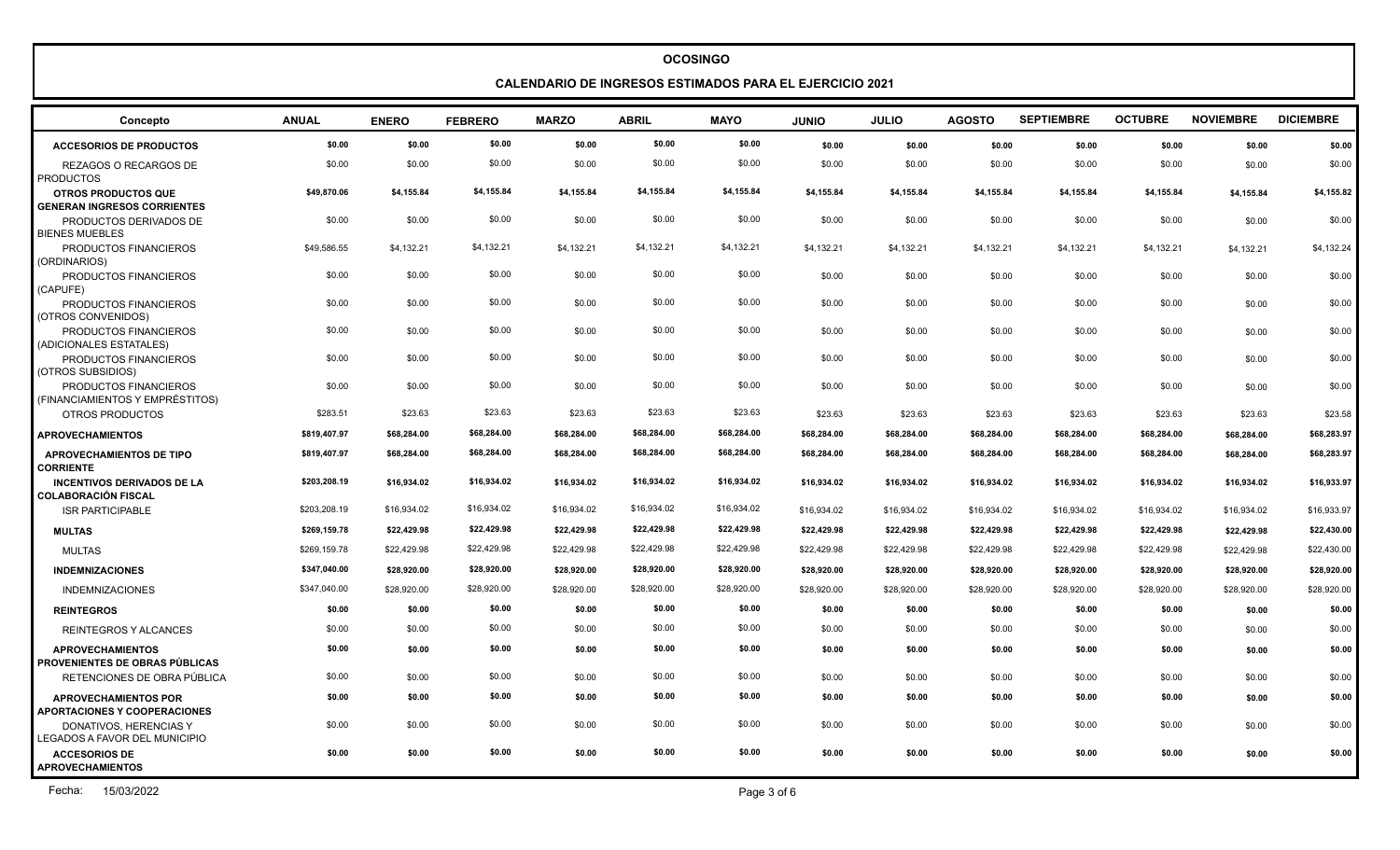# OCOSINGO

## CALENDARIO DE INGRESOS ESTIMADOS PARA EL EJERCICIO 2021

| Concepto | ANUAL | ENERO | FEBRERO | MARZO | ABRIL | MAYO | JUNIO | JULIO | AGOSTO | SEPTIEMBRE | OCTUBRE | NOVIEMBRE | DICIEMBRE |
|---|---|---|---|---|---|---|---|---|---|---|---|---|---|
| **ACCESORIOS DE PRODUCTOS** | **$0.00** | **$0.00** | **$0.00** | **$0.00** | **$0.00** | **$0.00** | **$0.00** | **$0.00** | **$0.00** | **$0.00** | **$0.00** | **$0.00** | **$0.00** |
| REZAGOS O RECARGOS DE PRODUCTOS | $0.00 | $0.00 | $0.00 | $0.00 | $0.00 | $0.00 | $0.00 | $0.00 | $0.00 | $0.00 | $0.00 | $0.00 | $0.00 |
| **OTROS PRODUCTOS QUE GENERAN INGRESOS CORRIENTES** | **$49,870.06** | **$4,155.84** | **$4,155.84** | **$4,155.84** | **$4,155.84** | **$4,155.84** | **$4,155.84** | **$4,155.84** | **$4,155.84** | **$4,155.84** | **$4,155.84** | **$4,155.84** | **$4,155.82** |
| PRODUCTOS DERIVADOS DE BIENES MUEBLES | $0.00 | $0.00 | $0.00 | $0.00 | $0.00 | $0.00 | $0.00 | $0.00 | $0.00 | $0.00 | $0.00 | $0.00 | $0.00 |
| PRODUCTOS FINANCIEROS (ORDINARIOS) | $49,586.55 | $4,132.21 | $4,132.21 | $4,132.21 | $4,132.21 | $4,132.21 | $4,132.21 | $4,132.21 | $4,132.21 | $4,132.21 | $4,132.21 | $4,132.21 | $4,132.24 |
| PRODUCTOS FINANCIEROS (CAPUFE) | $0.00 | $0.00 | $0.00 | $0.00 | $0.00 | $0.00 | $0.00 | $0.00 | $0.00 | $0.00 | $0.00 | $0.00 | $0.00 |
| PRODUCTOS FINANCIEROS (OTROS CONVENIDOS) | $0.00 | $0.00 | $0.00 | $0.00 | $0.00 | $0.00 | $0.00 | $0.00 | $0.00 | $0.00 | $0.00 | $0.00 | $0.00 |
| PRODUCTOS FINANCIEROS (ADICIONALES ESTATALES) | $0.00 | $0.00 | $0.00 | $0.00 | $0.00 | $0.00 | $0.00 | $0.00 | $0.00 | $0.00 | $0.00 | $0.00 | $0.00 |
| PRODUCTOS FINANCIEROS (OTROS SUBSIDIOS) | $0.00 | $0.00 | $0.00 | $0.00 | $0.00 | $0.00 | $0.00 | $0.00 | $0.00 | $0.00 | $0.00 | $0.00 | $0.00 |
| PRODUCTOS FINANCIEROS (FINANCIAMIENTOS Y EMPRÉSTITOS) | $0.00 | $0.00 | $0.00 | $0.00 | $0.00 | $0.00 | $0.00 | $0.00 | $0.00 | $0.00 | $0.00 | $0.00 | $0.00 |
| OTROS PRODUCTOS | $283.51 | $23.63 | $23.63 | $23.63 | $23.63 | $23.63 | $23.63 | $23.63 | $23.63 | $23.63 | $23.63 | $23.63 | $23.58 |
| **APROVECHAMIENTOS** | **$819,407.97** | **$68,284.00** | **$68,284.00** | **$68,284.00** | **$68,284.00** | **$68,284.00** | **$68,284.00** | **$68,284.00** | **$68,284.00** | **$68,284.00** | **$68,284.00** | **$68,284.00** | **$68,283.97** |
| **APROVECHAMIENTOS DE TIPO CORRIENTE** | **$819,407.97** | **$68,284.00** | **$68,284.00** | **$68,284.00** | **$68,284.00** | **$68,284.00** | **$68,284.00** | **$68,284.00** | **$68,284.00** | **$68,284.00** | **$68,284.00** | **$68,284.00** | **$68,283.97** |
| **INCENTIVOS DERIVADOS DE LA COLABORACIÓN FISCAL** | **$203,208.19** | **$16,934.02** | **$16,934.02** | **$16,934.02** | **$16,934.02** | **$16,934.02** | **$16,934.02** | **$16,934.02** | **$16,934.02** | **$16,934.02** | **$16,934.02** | **$16,934.02** | **$16,933.97** |
| ISR PARTICIPABLE | $203,208.19 | $16,934.02 | $16,934.02 | $16,934.02 | $16,934.02 | $16,934.02 | $16,934.02 | $16,934.02 | $16,934.02 | $16,934.02 | $16,934.02 | $16,934.02 | $16,933.97 |
| **MULTAS** | **$269,159.78** | **$22,429.98** | **$22,429.98** | **$22,429.98** | **$22,429.98** | **$22,429.98** | **$22,429.98** | **$22,429.98** | **$22,429.98** | **$22,429.98** | **$22,429.98** | **$22,429.98** | **$22,430.00** |
| MULTAS | $269,159.78 | $22,429.98 | $22,429.98 | $22,429.98 | $22,429.98 | $22,429.98 | $22,429.98 | $22,429.98 | $22,429.98 | $22,429.98 | $22,429.98 | $22,429.98 | $22,430.00 |
| **INDEMNIZACIONES** | **$347,040.00** | **$28,920.00** | **$28,920.00** | **$28,920.00** | **$28,920.00** | **$28,920.00** | **$28,920.00** | **$28,920.00** | **$28,920.00** | **$28,920.00** | **$28,920.00** | **$28,920.00** | **$28,920.00** |
| INDEMNIZACIONES | $347,040.00 | $28,920.00 | $28,920.00 | $28,920.00 | $28,920.00 | $28,920.00 | $28,920.00 | $28,920.00 | $28,920.00 | $28,920.00 | $28,920.00 | $28,920.00 | $28,920.00 |
| **REINTEGROS** | **$0.00** | **$0.00** | **$0.00** | **$0.00** | **$0.00** | **$0.00** | **$0.00** | **$0.00** | **$0.00** | **$0.00** | **$0.00** | **$0.00** | **$0.00** |
| REINTEGROS Y ALCANCES | $0.00 | $0.00 | $0.00 | $0.00 | $0.00 | $0.00 | $0.00 | $0.00 | $0.00 | $0.00 | $0.00 | $0.00 | $0.00 |
| **APROVECHAMIENTOS PROVENIENTES DE OBRAS PÚBLICAS** | **$0.00** | **$0.00** | **$0.00** | **$0.00** | **$0.00** | **$0.00** | **$0.00** | **$0.00** | **$0.00** | **$0.00** | **$0.00** | **$0.00** | **$0.00** |
| RETENCIONES DE OBRA PÚBLICA | $0.00 | $0.00 | $0.00 | $0.00 | $0.00 | $0.00 | $0.00 | $0.00 | $0.00 | $0.00 | $0.00 | $0.00 | $0.00 |
| **APROVECHAMIENTOS POR APORTACIONES Y COOPERACIONES** | **$0.00** | **$0.00** | **$0.00** | **$0.00** | **$0.00** | **$0.00** | **$0.00** | **$0.00** | **$0.00** | **$0.00** | **$0.00** | **$0.00** | **$0.00** |
| DONATIVOS, HERENCIAS Y LEGADOS A FAVOR DEL MUNICIPIO | $0.00 | $0.00 | $0.00 | $0.00 | $0.00 | $0.00 | $0.00 | $0.00 | $0.00 | $0.00 | $0.00 | $0.00 | $0.00 |
| **ACCESORIOS DE APROVECHAMIENTOS** | **$0.00** | **$0.00** | **$0.00** | **$0.00** | **$0.00** | **$0.00** | **$0.00** | **$0.00** | **$0.00** | **$0.00** | **$0.00** | **$0.00** | **$0.00** |

Fecha: 15/03/2022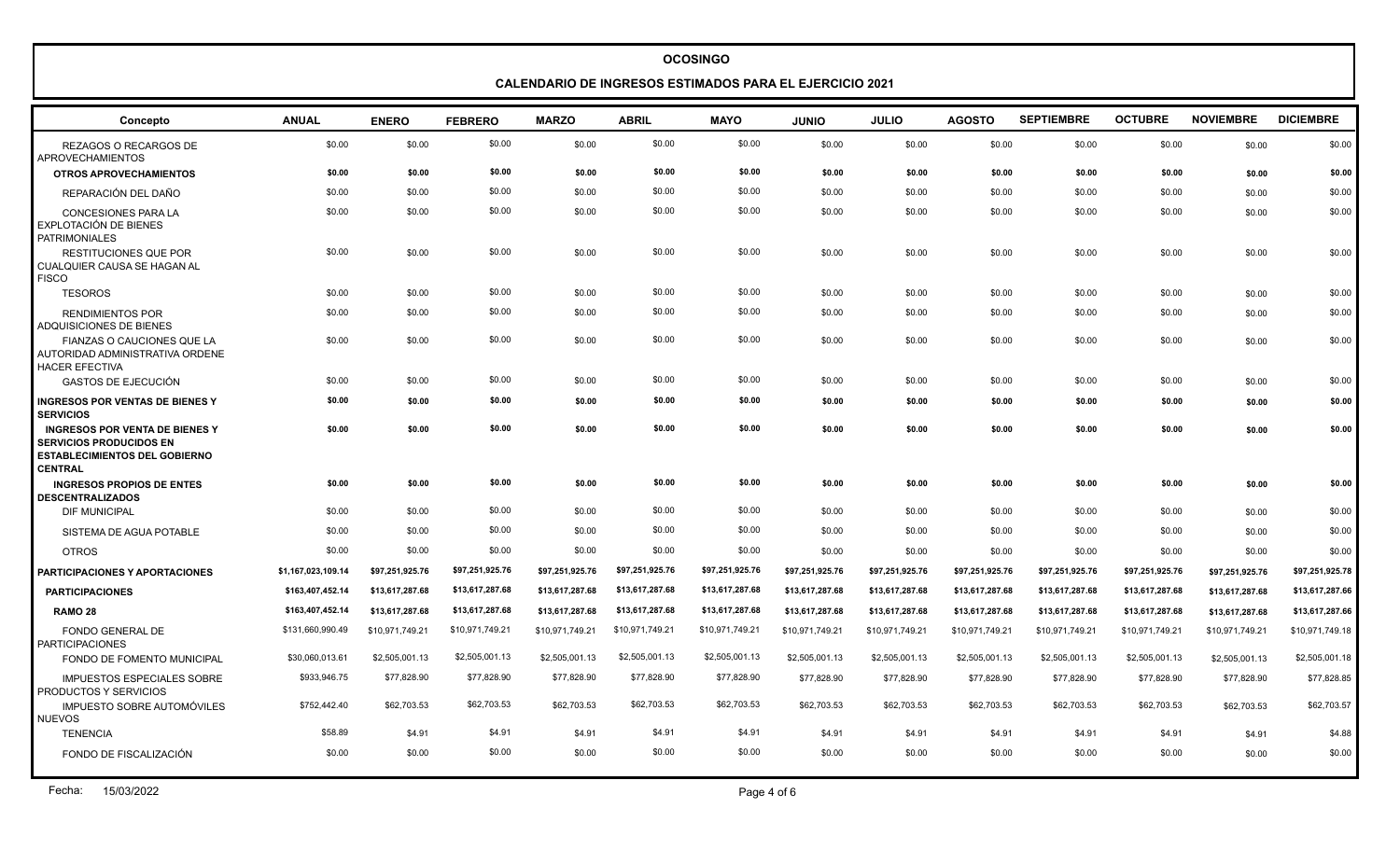# OCOSINGO

## CALENDARIO DE INGRESOS ESTIMADOS PARA EL EJERCICIO 2021

| Concepto | ANUAL | ENERO | FEBRERO | MARZO | ABRIL | MAYO | JUNIO | JULIO | AGOSTO | SEPTIEMBRE | OCTUBRE | NOVIEMBRE | DICIEMBRE |
|---|---|---|---|---|---|---|---|---|---|---|---|---|---|
| REZAGOS O RECARGOS DE APROVECHAMIENTOS | $0.00 | $0.00 | $0.00 | $0.00 | $0.00 | $0.00 | $0.00 | $0.00 | $0.00 | $0.00 | $0.00 | $0.00 | $0.00 |
| **OTROS APROVECHAMIENTOS** | **$0.00** | **$0.00** | **$0.00** | **$0.00** | **$0.00** | **$0.00** | **$0.00** | **$0.00** | **$0.00** | **$0.00** | **$0.00** | **$0.00** | **$0.00** |
| REPARACIÓN DEL DAÑO | $0.00 | $0.00 | $0.00 | $0.00 | $0.00 | $0.00 | $0.00 | $0.00 | $0.00 | $0.00 | $0.00 | $0.00 | $0.00 |
| CONCESIONES PARA LA EXPLOTACIÓN DE BIENES PATRIMONIALES | $0.00 | $0.00 | $0.00 | $0.00 | $0.00 | $0.00 | $0.00 | $0.00 | $0.00 | $0.00 | $0.00 | $0.00 | $0.00 |
| RESTITUCIONES QUE POR CUALQUIER CAUSA SE HAGAN AL FISCO | $0.00 | $0.00 | $0.00 | $0.00 | $0.00 | $0.00 | $0.00 | $0.00 | $0.00 | $0.00 | $0.00 | $0.00 | $0.00 |
| TESOROS | $0.00 | $0.00 | $0.00 | $0.00 | $0.00 | $0.00 | $0.00 | $0.00 | $0.00 | $0.00 | $0.00 | $0.00 | $0.00 |
| RENDIMIENTOS POR ADQUISICIONES DE BIENES | $0.00 | $0.00 | $0.00 | $0.00 | $0.00 | $0.00 | $0.00 | $0.00 | $0.00 | $0.00 | $0.00 | $0.00 | $0.00 |
| FIANZAS O CAUCIONES QUE LA AUTORIDAD ADMINISTRATIVA ORDENE HACER EFECTIVA | $0.00 | $0.00 | $0.00 | $0.00 | $0.00 | $0.00 | $0.00 | $0.00 | $0.00 | $0.00 | $0.00 | $0.00 | $0.00 |
| GASTOS DE EJECUCIÓN | $0.00 | $0.00 | $0.00 | $0.00 | $0.00 | $0.00 | $0.00 | $0.00 | $0.00 | $0.00 | $0.00 | $0.00 | $0.00 |
| **INGRESOS POR VENTAS DE BIENES Y SERVICIOS** | **$0.00** | **$0.00** | **$0.00** | **$0.00** | **$0.00** | **$0.00** | **$0.00** | **$0.00** | **$0.00** | **$0.00** | **$0.00** | **$0.00** | **$0.00** |
| **INGRESOS POR VENTA DE BIENES Y SERVICIOS PRODUCIDOS EN ESTABLECIMIENTOS DEL GOBIERNO CENTRAL** | **$0.00** | **$0.00** | **$0.00** | **$0.00** | **$0.00** | **$0.00** | **$0.00** | **$0.00** | **$0.00** | **$0.00** | **$0.00** | **$0.00** | **$0.00** |
| **INGRESOS PROPIOS DE ENTES DESCENTRALIZADOS** | **$0.00** | **$0.00** | **$0.00** | **$0.00** | **$0.00** | **$0.00** | **$0.00** | **$0.00** | **$0.00** | **$0.00** | **$0.00** | **$0.00** | **$0.00** |
| DIF MUNICIPAL | $0.00 | $0.00 | $0.00 | $0.00 | $0.00 | $0.00 | $0.00 | $0.00 | $0.00 | $0.00 | $0.00 | $0.00 | $0.00 |
| SISTEMA DE AGUA POTABLE | $0.00 | $0.00 | $0.00 | $0.00 | $0.00 | $0.00 | $0.00 | $0.00 | $0.00 | $0.00 | $0.00 | $0.00 | $0.00 |
| OTROS | $0.00 | $0.00 | $0.00 | $0.00 | $0.00 | $0.00 | $0.00 | $0.00 | $0.00 | $0.00 | $0.00 | $0.00 | $0.00 |
| **PARTICIPACIONES Y APORTACIONES** | **$1,167,023,109.14** | **$97,251,925.76** | **$97,251,925.76** | **$97,251,925.76** | **$97,251,925.76** | **$97,251,925.76** | **$97,251,925.76** | **$97,251,925.76** | **$97,251,925.76** | **$97,251,925.76** | **$97,251,925.76** | **$97,251,925.76** | **$97,251,925.78** |
| **PARTICIPACIONES** | **$163,407,452.14** | **$13,617,287.68** | **$13,617,287.68** | **$13,617,287.68** | **$13,617,287.68** | **$13,617,287.68** | **$13,617,287.68** | **$13,617,287.68** | **$13,617,287.68** | **$13,617,287.68** | **$13,617,287.68** | **$13,617,287.68** | **$13,617,287.66** |
| **RAMO 28** | **$163,407,452.14** | **$13,617,287.68** | **$13,617,287.68** | **$13,617,287.68** | **$13,617,287.68** | **$13,617,287.68** | **$13,617,287.68** | **$13,617,287.68** | **$13,617,287.68** | **$13,617,287.68** | **$13,617,287.68** | **$13,617,287.68** | **$13,617,287.66** |
| FONDO GENERAL DE PARTICIPACIONES | $131,660,990.49 | $10,971,749.21 | $10,971,749.21 | $10,971,749.21 | $10,971,749.21 | $10,971,749.21 | $10,971,749.21 | $10,971,749.21 | $10,971,749.21 | $10,971,749.21 | $10,971,749.21 | $10,971,749.21 | $10,971,749.18 |
| FONDO DE FOMENTO MUNICIPAL | $30,060,013.61 | $2,505,001.13 | $2,505,001.13 | $2,505,001.13 | $2,505,001.13 | $2,505,001.13 | $2,505,001.13 | $2,505,001.13 | $2,505,001.13 | $2,505,001.13 | $2,505,001.13 | $2,505,001.13 | $2,505,001.18 |
| IMPUESTOS ESPECIALES SOBRE PRODUCTOS Y SERVICIOS | $933,946.75 | $77,828.90 | $77,828.90 | $77,828.90 | $77,828.90 | $77,828.90 | $77,828.90 | $77,828.90 | $77,828.90 | $77,828.90 | $77,828.90 | $77,828.90 | $77,828.85 |
| IMPUESTO SOBRE AUTOMÓVILES NUEVOS | $752,442.40 | $62,703.53 | $62,703.53 | $62,703.53 | $62,703.53 | $62,703.53 | $62,703.53 | $62,703.53 | $62,703.53 | $62,703.53 | $62,703.53 | $62,703.53 | $62,703.57 |
| TENENCIA | $58.89 | $4.91 | $4.91 | $4.91 | $4.91 | $4.91 | $4.91 | $4.91 | $4.91 | $4.91 | $4.91 | $4.91 | $4.88 |
| FONDO DE FISCALIZACIÓN | $0.00 | $0.00 | $0.00 | $0.00 | $0.00 | $0.00 | $0.00 | $0.00 | $0.00 | $0.00 | $0.00 | $0.00 | $0.00 |

Fecha: 15/03/2022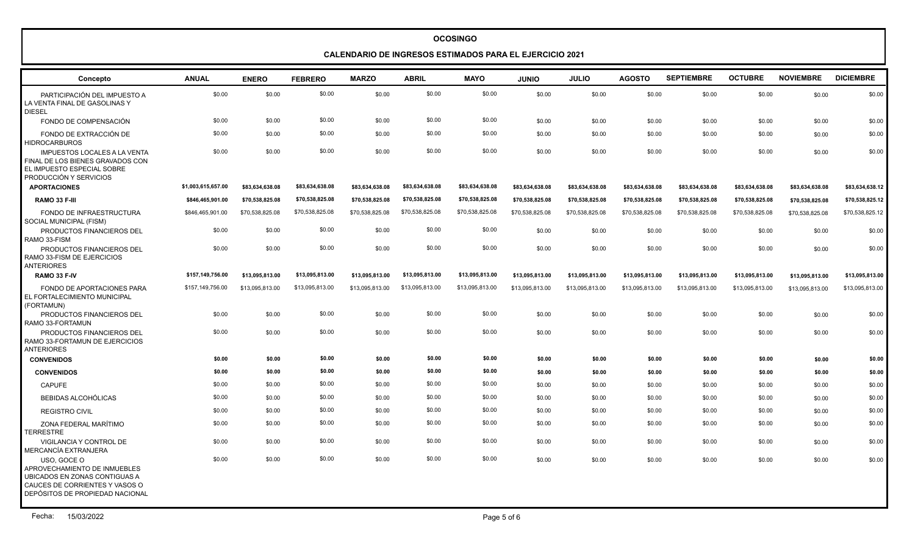# OCOSINGO

## CALENDARIO DE INGRESOS ESTIMADOS PARA EL EJERCICIO 2021

| Concepto | ANUAL | ENERO | FEBRERO | MARZO | ABRIL | MAYO | JUNIO | JULIO | AGOSTO | SEPTIEMBRE | OCTUBRE | NOVIEMBRE | DICIEMBRE |
|---|---|---|---|---|---|---|---|---|---|---|---|---|---|
| PARTICIPACIÓN DEL IMPUESTO A LA VENTA FINAL DE GASOLINAS Y DIESEL | $0.00 | $0.00 | $0.00 | $0.00 | $0.00 | $0.00 | $0.00 | $0.00 | $0.00 | $0.00 | $0.00 | $0.00 | $0.00 |
| FONDO DE COMPENSACIÓN | $0.00 | $0.00 | $0.00 | $0.00 | $0.00 | $0.00 | $0.00 | $0.00 | $0.00 | $0.00 | $0.00 | $0.00 | $0.00 |
| FONDO DE EXTRACCIÓN DE HIDROCARBUROS | $0.00 | $0.00 | $0.00 | $0.00 | $0.00 | $0.00 | $0.00 | $0.00 | $0.00 | $0.00 | $0.00 | $0.00 | $0.00 |
| IMPUESTOS LOCALES A LA VENTA FINAL DE LOS BIENES GRAVADOS CON EL IMPUESTO ESPECIAL SOBRE PRODUCCIÓN Y SERVICIOS | $0.00 | $0.00 | $0.00 | $0.00 | $0.00 | $0.00 | $0.00 | $0.00 | $0.00 | $0.00 | $0.00 | $0.00 | $0.00 |
| **APORTACIONES** | **$1,003,615,657.00** | **$83,634,638.08** | **$83,634,638.08** | **$83,634,638.08** | **$83,634,638.08** | **$83,634,638.08** | **$83,634,638.08** | **$83,634,638.08** | **$83,634,638.08** | **$83,634,638.08** | **$83,634,638.08** | **$83,634,638.08** | **$83,634,638.12** |
| **RAMO 33 F-III** | **$846,465,901.00** | **$70,538,825.08** | **$70,538,825.08** | **$70,538,825.08** | **$70,538,825.08** | **$70,538,825.08** | **$70,538,825.08** | **$70,538,825.08** | **$70,538,825.08** | **$70,538,825.08** | **$70,538,825.08** | **$70,538,825.08** | **$70,538,825.12** |
| FONDO DE INFRAESTRUCTURA SOCIAL MUNICIPAL (FISM) | $846,465,901.00 | $70,538,825.08 | $70,538,825.08 | $70,538,825.08 | $70,538,825.08 | $70,538,825.08 | $70,538,825.08 | $70,538,825.08 | $70,538,825.08 | $70,538,825.08 | $70,538,825.08 | $70,538,825.08 | $70,538,825.12 |
| PRODUCTOS FINANCIEROS DEL RAMO 33-FISM | $0.00 | $0.00 | $0.00 | $0.00 | $0.00 | $0.00 | $0.00 | $0.00 | $0.00 | $0.00 | $0.00 | $0.00 | $0.00 |
| PRODUCTOS FINANCIEROS DEL RAMO 33-FISM DE EJERCICIOS ANTERIORES | $0.00 | $0.00 | $0.00 | $0.00 | $0.00 | $0.00 | $0.00 | $0.00 | $0.00 | $0.00 | $0.00 | $0.00 | $0.00 |
| **RAMO 33 F-IV** | **$157,149,756.00** | **$13,095,813.00** | **$13,095,813.00** | **$13,095,813.00** | **$13,095,813.00** | **$13,095,813.00** | **$13,095,813.00** | **$13,095,813.00** | **$13,095,813.00** | **$13,095,813.00** | **$13,095,813.00** | **$13,095,813.00** | **$13,095,813.00** |
| FONDO DE APORTACIONES PARA EL FORTALECIMIENTO MUNICIPAL (FORTAMUN) | $157,149,756.00 | $13,095,813.00 | $13,095,813.00 | $13,095,813.00 | $13,095,813.00 | $13,095,813.00 | $13,095,813.00 | $13,095,813.00 | $13,095,813.00 | $13,095,813.00 | $13,095,813.00 | $13,095,813.00 | $13,095,813.00 |
| PRODUCTOS FINANCIEROS DEL RAMO 33-FORTAMUN | $0.00 | $0.00 | $0.00 | $0.00 | $0.00 | $0.00 | $0.00 | $0.00 | $0.00 | $0.00 | $0.00 | $0.00 | $0.00 |
| PRODUCTOS FINANCIEROS DEL RAMO 33-FORTAMUN DE EJERCICIOS ANTERIORES | $0.00 | $0.00 | $0.00 | $0.00 | $0.00 | $0.00 | $0.00 | $0.00 | $0.00 | $0.00 | $0.00 | $0.00 | $0.00 |
| **CONVENIDOS** | **$0.00** | **$0.00** | **$0.00** | **$0.00** | **$0.00** | **$0.00** | **$0.00** | **$0.00** | **$0.00** | **$0.00** | **$0.00** | **$0.00** | **$0.00** |
| **CONVENIDOS** | **$0.00** | **$0.00** | **$0.00** | **$0.00** | **$0.00** | **$0.00** | **$0.00** | **$0.00** | **$0.00** | **$0.00** | **$0.00** | **$0.00** | **$0.00** |
| CAPUFE | $0.00 | $0.00 | $0.00 | $0.00 | $0.00 | $0.00 | $0.00 | $0.00 | $0.00 | $0.00 | $0.00 | $0.00 | $0.00 |
| BEBIDAS ALCOHÓLICAS | $0.00 | $0.00 | $0.00 | $0.00 | $0.00 | $0.00 | $0.00 | $0.00 | $0.00 | $0.00 | $0.00 | $0.00 | $0.00 |
| REGISTRO CIVIL | $0.00 | $0.00 | $0.00 | $0.00 | $0.00 | $0.00 | $0.00 | $0.00 | $0.00 | $0.00 | $0.00 | $0.00 | $0.00 |
| ZONA FEDERAL MARÍTIMO TERRESTRE | $0.00 | $0.00 | $0.00 | $0.00 | $0.00 | $0.00 | $0.00 | $0.00 | $0.00 | $0.00 | $0.00 | $0.00 | $0.00 |
| VIGILANCIA Y CONTROL DE MERCANCÍA EXTRANJERA | $0.00 | $0.00 | $0.00 | $0.00 | $0.00 | $0.00 | $0.00 | $0.00 | $0.00 | $0.00 | $0.00 | $0.00 | $0.00 |
| USO, GOCE O APROVECHAMIENTO DE INMUEBLES UBICADOS EN ZONAS CONTIGUAS A CAUCES DE CORRIENTES Y VASOS O DEPÓSITOS DE PROPIEDAD NACIONAL | $0.00 | $0.00 | $0.00 | $0.00 | $0.00 | $0.00 | $0.00 | $0.00 | $0.00 | $0.00 | $0.00 | $0.00 | $0.00 |

Fecha: 15/03/2022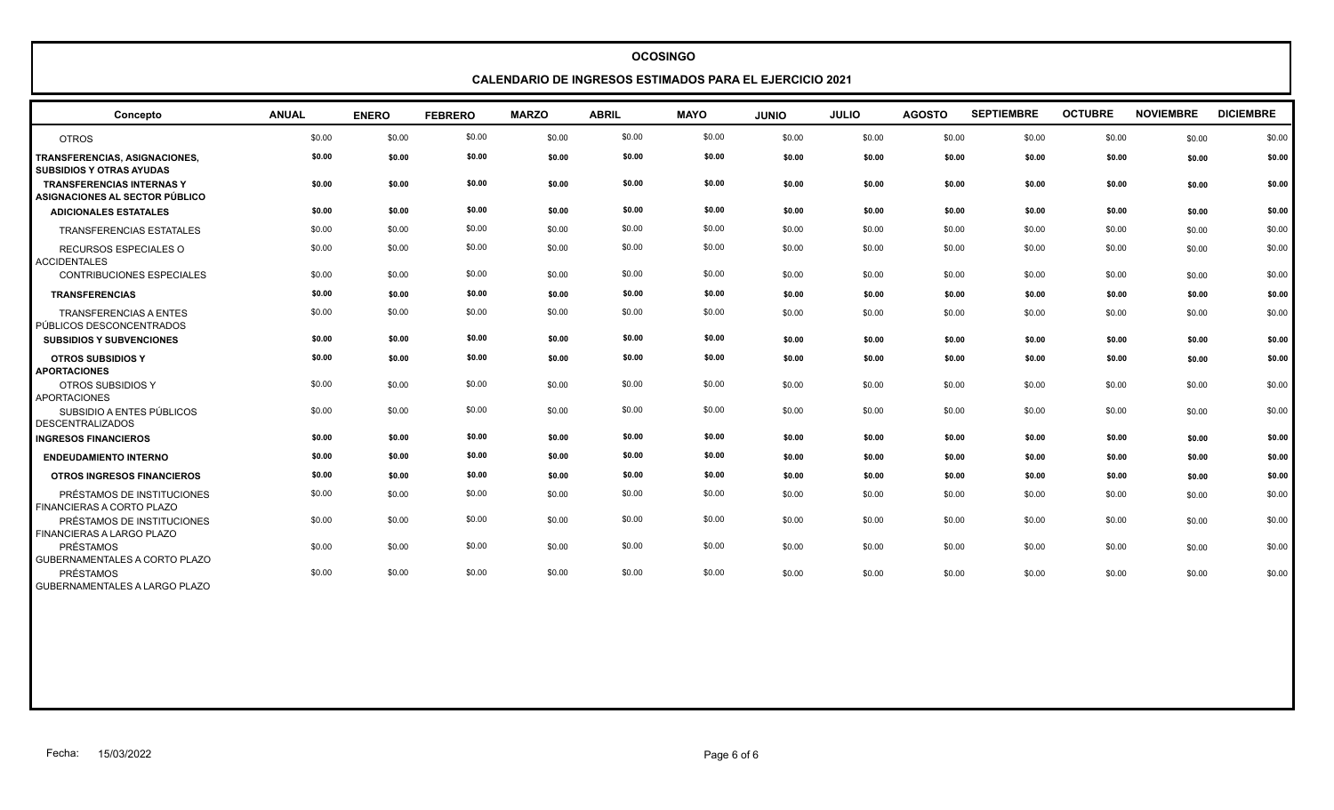# OCOSINGO

## CALENDARIO DE INGRESOS ESTIMADOS PARA EL EJERCICIO 2021

| Concepto | ANUAL | ENERO | FEBRERO | MARZO | ABRIL | MAYO | JUNIO | JULIO | AGOSTO | SEPTIEMBRE | OCTUBRE | NOVIEMBRE | DICIEMBRE |
|---|---|---|---|---|---|---|---|---|---|---|---|---|---|
| OTROS | $0.00 | $0.00 | $0.00 | $0.00 | $0.00 | $0.00 | $0.00 | $0.00 | $0.00 | $0.00 | $0.00 | $0.00 | $0.00 |
| **TRANSFERENCIAS, ASIGNACIONES, SUBSIDIOS Y OTRAS AYUDAS** | **$0.00** | **$0.00** | **$0.00** | **$0.00** | **$0.00** | **$0.00** | **$0.00** | **$0.00** | **$0.00** | **$0.00** | **$0.00** | **$0.00** | **$0.00** |
| **TRANSFERENCIAS INTERNAS Y ASIGNACIONES AL SECTOR PÚBLICO** | **$0.00** | **$0.00** | **$0.00** | **$0.00** | **$0.00** | **$0.00** | **$0.00** | **$0.00** | **$0.00** | **$0.00** | **$0.00** | **$0.00** | **$0.00** |
| **ADICIONALES ESTATALES** | **$0.00** | **$0.00** | **$0.00** | **$0.00** | **$0.00** | **$0.00** | **$0.00** | **$0.00** | **$0.00** | **$0.00** | **$0.00** | **$0.00** | **$0.00** |
| TRANSFERENCIAS ESTATALES | $0.00 | $0.00 | $0.00 | $0.00 | $0.00 | $0.00 | $0.00 | $0.00 | $0.00 | $0.00 | $0.00 | $0.00 | $0.00 |
| RECURSOS ESPECIALES O ACCIDENTALES | $0.00 | $0.00 | $0.00 | $0.00 | $0.00 | $0.00 | $0.00 | $0.00 | $0.00 | $0.00 | $0.00 | $0.00 | $0.00 |
| CONTRIBUCIONES ESPECIALES | $0.00 | $0.00 | $0.00 | $0.00 | $0.00 | $0.00 | $0.00 | $0.00 | $0.00 | $0.00 | $0.00 | $0.00 | $0.00 |
| **TRANSFERENCIAS** | **$0.00** | **$0.00** | **$0.00** | **$0.00** | **$0.00** | **$0.00** | **$0.00** | **$0.00** | **$0.00** | **$0.00** | **$0.00** | **$0.00** | **$0.00** |
| TRANSFERENCIAS A ENTES PÚBLICOS DESCONCENTRADOS | $0.00 | $0.00 | $0.00 | $0.00 | $0.00 | $0.00 | $0.00 | $0.00 | $0.00 | $0.00 | $0.00 | $0.00 | $0.00 |
| **SUBSIDIOS Y SUBVENCIONES** | **$0.00** | **$0.00** | **$0.00** | **$0.00** | **$0.00** | **$0.00** | **$0.00** | **$0.00** | **$0.00** | **$0.00** | **$0.00** | **$0.00** | **$0.00** |
| **OTROS SUBSIDIOS Y APORTACIONES** | **$0.00** | **$0.00** | **$0.00** | **$0.00** | **$0.00** | **$0.00** | **$0.00** | **$0.00** | **$0.00** | **$0.00** | **$0.00** | **$0.00** | **$0.00** |
| OTROS SUBSIDIOS Y APORTACIONES | $0.00 | $0.00 | $0.00 | $0.00 | $0.00 | $0.00 | $0.00 | $0.00 | $0.00 | $0.00 | $0.00 | $0.00 | $0.00 |
| SUBSIDIO A ENTES PÚBLICOS DESCENTRALIZADOS | $0.00 | $0.00 | $0.00 | $0.00 | $0.00 | $0.00 | $0.00 | $0.00 | $0.00 | $0.00 | $0.00 | $0.00 | $0.00 |
| **INGRESOS FINANCIEROS** | **$0.00** | **$0.00** | **$0.00** | **$0.00** | **$0.00** | **$0.00** | **$0.00** | **$0.00** | **$0.00** | **$0.00** | **$0.00** | **$0.00** | **$0.00** |
| **ENDEUDAMIENTO INTERNO** | **$0.00** | **$0.00** | **$0.00** | **$0.00** | **$0.00** | **$0.00** | **$0.00** | **$0.00** | **$0.00** | **$0.00** | **$0.00** | **$0.00** | **$0.00** |
| **OTROS INGRESOS FINANCIEROS** | **$0.00** | **$0.00** | **$0.00** | **$0.00** | **$0.00** | **$0.00** | **$0.00** | **$0.00** | **$0.00** | **$0.00** | **$0.00** | **$0.00** | **$0.00** |
| PRÉSTAMOS DE INSTITUCIONES FINANCIERAS A CORTO PLAZO | $0.00 | $0.00 | $0.00 | $0.00 | $0.00 | $0.00 | $0.00 | $0.00 | $0.00 | $0.00 | $0.00 | $0.00 | $0.00 |
| PRÉSTAMOS DE INSTITUCIONES FINANCIERAS A LARGO PLAZO | $0.00 | $0.00 | $0.00 | $0.00 | $0.00 | $0.00 | $0.00 | $0.00 | $0.00 | $0.00 | $0.00 | $0.00 | $0.00 |
| PRÉSTAMOS GUBERNAMENTALES A CORTO PLAZO | $0.00 | $0.00 | $0.00 | $0.00 | $0.00 | $0.00 | $0.00 | $0.00 | $0.00 | $0.00 | $0.00 | $0.00 | $0.00 |
| PRÉSTAMOS GUBERNAMENTALES A LARGO PLAZO | $0.00 | $0.00 | $0.00 | $0.00 | $0.00 | $0.00 | $0.00 | $0.00 | $0.00 | $0.00 | $0.00 | $0.00 | $0.00 |

Fecha: 15/03/2022